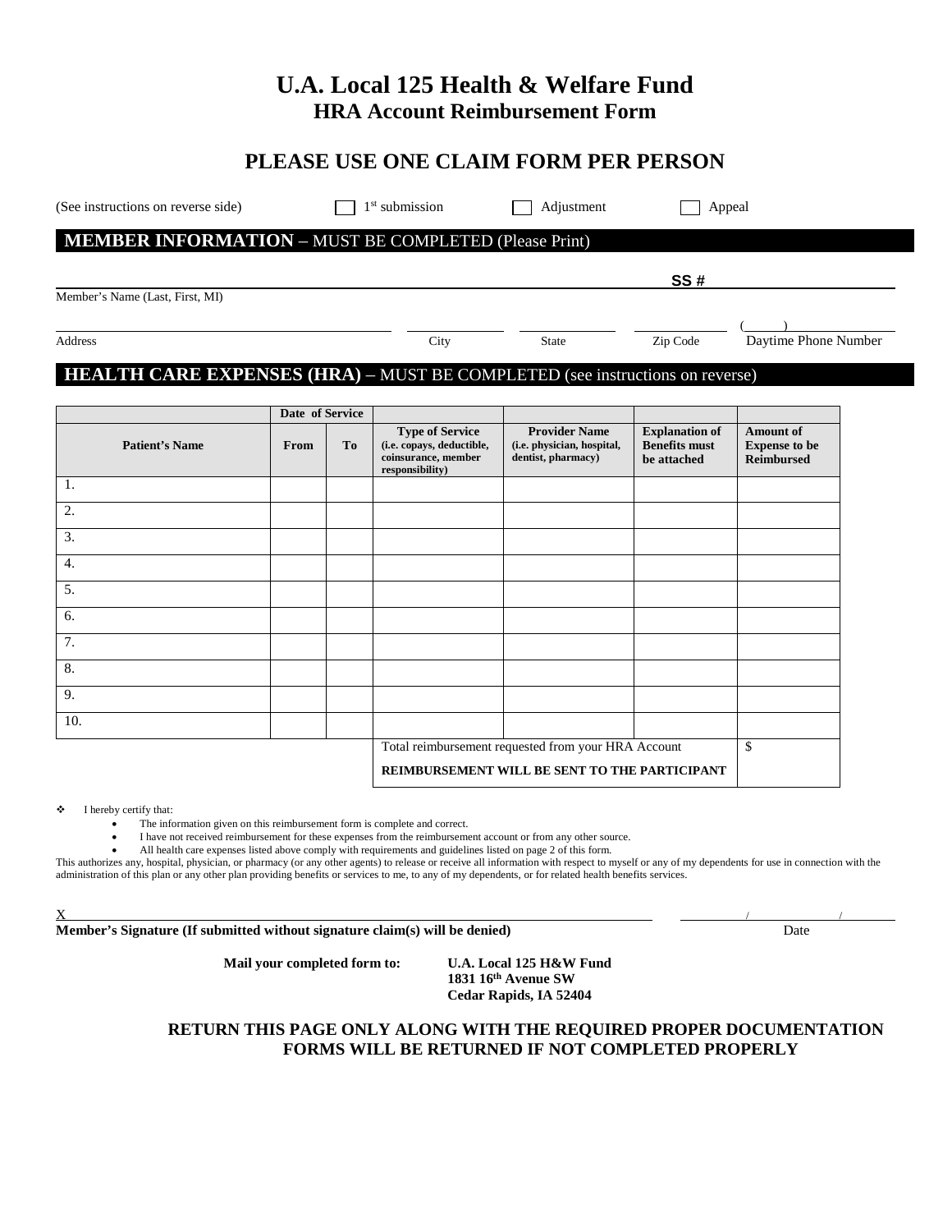# U.A. Local 125 Health & Welfare Fund

## HRA Account Reimbursement Form

## PLEASE USE ONE CLAIM FORM PER PERSON

(See instructions on reverse side) ☐ 1st submission ☐ Adjustment ☐ Appeal

### MEMBER INFORMATION – MUST BE COMPLETED (Please Print)

Member's Name (Last, First, MI) ______________________ **SS #** ______________

Address ______________ City ______ State ______ Zip Code ______ Daytime Phone Number (____) ______

### HEALTH CARE EXPENSES (HRA) – MUST BE COMPLETED (see instructions on reverse)

| | Date of Service | | | | | |
|---|---|---|---|---|---|---|
| **Patient's Name** | **From** | **To** | **Type of Service (i.e. copays, deductible, coinsurance, member responsibility)** | **Provider Name (i.e. physician, hospital, dentist, pharmacy)** | **Explanation of Benefits must be attached** | **Amount of Expense to be Reimbursed** |
| 1. | | | | | | |
| 2. | | | | | | |
| 3. | | | | | | |
| 4. | | | | | | |
| 5. | | | | | | |
| 6. | | | | | | |
| 7. | | | | | | |
| 8. | | | | | | |
| 9. | | | | | | |
| 10. | | | | | | |
| | | | Total reimbursement requested from your HRA Account **REIMBURSEMENT WILL BE SENT TO THE PARTICIPANT** | | | $ |

- I hereby certify that:
  - The information given on this reimbursement form is complete and correct.
  - I have not received reimbursement for these expenses from the reimbursement account or from any other source.
  - All health care expenses listed above comply with requirements and guidelines listed on page 2 of this form.

This authorizes any, hospital, physician, or pharmacy (or any other agents) to release or receive all information with respect to myself or any of my dependents for use in connection with the administration of this plan or any other plan providing benefits or services to me, to any of my dependents, or for related health benefits services.

X ______________________________________ ____/____/____

**Member's Signature (If submitted without signature claim(s) will be denied)** Date

**Mail your completed form to:** **U.A. Local 125 H&W Fund**
**1831 16th Avenue SW**
**Cedar Rapids, IA 52404**

**RETURN THIS PAGE ONLY ALONG WITH THE REQUIRED PROPER DOCUMENTATION**
**FORMS WILL BE RETURNED IF NOT COMPLETED PROPERLY**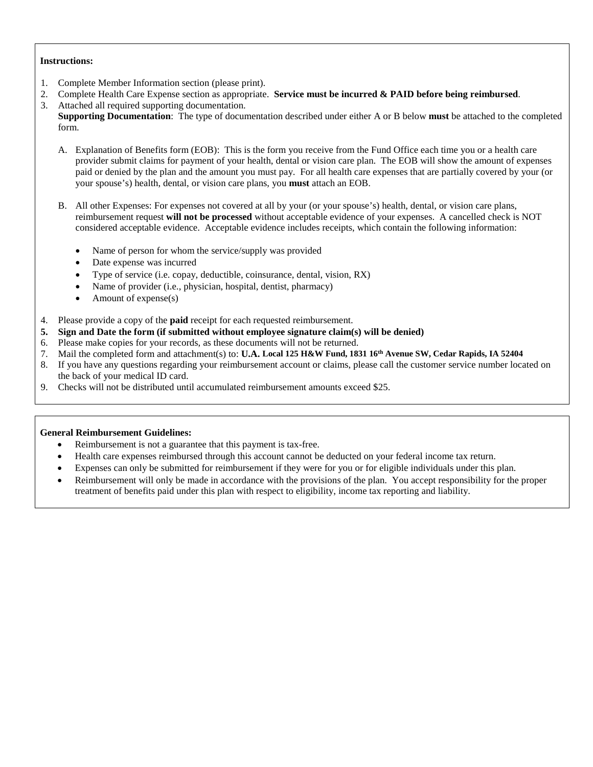**Instructions:**

1. Complete Member Information section (please print).
2. Complete Health Care Expense section as appropriate. **Service must be incurred & PAID before being reimbursed**.
3. Attached all required supporting documentation.
   **Supporting Documentation**: The type of documentation described under either A or B below **must** be attached to the completed form.

   A. Explanation of Benefits form (EOB): This is the form you receive from the Fund Office each time you or a health care provider submit claims for payment of your health, dental or vision care plan. The EOB will show the amount of expenses paid or denied by the plan and the amount you must pay. For all health care expenses that are partially covered by your (or your spouse's) health, dental, or vision care plans, you **must** attach an EOB.

   B. All other Expenses: For expenses not covered at all by your (or your spouse's) health, dental, or vision care plans, reimbursement request **will not be processed** without acceptable evidence of your expenses. A cancelled check is NOT considered acceptable evidence. Acceptable evidence includes receipts, which contain the following information:

      - Name of person for whom the service/supply was provided
      - Date expense was incurred
      - Type of service (i.e. copay, deductible, coinsurance, dental, vision, RX)
      - Name of provider (i.e., physician, hospital, dentist, pharmacy)
      - Amount of expense(s)

4. Please provide a copy of the **paid** receipt for each requested reimbursement.
5. **Sign and Date the form (if submitted without employee signature claim(s) will be denied)**
6. Please make copies for your records, as these documents will not be returned.
7. Mail the completed form and attachment(s) to: **U.A. Local 125 H&W Fund, 1831 16th Avenue SW, Cedar Rapids, IA 52404**
8. If you have any questions regarding your reimbursement account or claims, please call the customer service number located on the back of your medical ID card.
9. Checks will not be distributed until accumulated reimbursement amounts exceed $25.

**General Reimbursement Guidelines:**

- Reimbursement is not a guarantee that this payment is tax-free.
- Health care expenses reimbursed through this account cannot be deducted on your federal income tax return.
- Expenses can only be submitted for reimbursement if they were for you or for eligible individuals under this plan.
- Reimbursement will only be made in accordance with the provisions of the plan. You accept responsibility for the proper treatment of benefits paid under this plan with respect to eligibility, income tax reporting and liability.